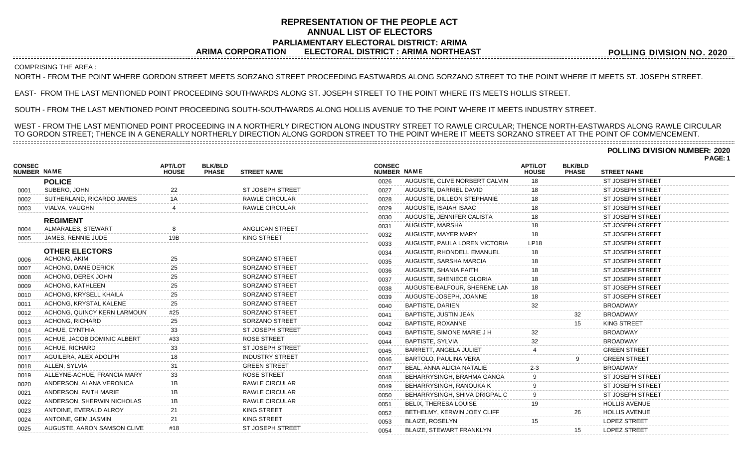# REPRESENTATION OF THE PEOPLE ACT
## ANNUAL LIST OF ELECTORS
## PARLIAMENTARY ELECTORAL DISTRICT: ARIMA
### ARIMA CORPORATION ELECTORAL DISTRICT : ARIMA NORTHEAST

**POLLING DIVISION NO. 2020**

COMPRISING THE AREA :

NORTH - FROM THE POINT WHERE GORDON STREET MEETS SORZANO STREET PROCEEDING EASTWARDS ALONG SORZANO STREET TO THE POINT WHERE IT MEETS ST. JOSEPH STREET.

EAST- FROM THE LAST MENTIONED POINT PROCEEDING SOUTHWARDS ALONG ST. JOSEPH STREET TO THE POINT WHERE ITS MEETS HOLLIS STREET.

SOUTH - FROM THE LAST MENTIONED POINT PROCEEDING SOUTH-SOUTHWARDS ALONG HOLLIS AVENUE TO THE POINT WHERE IT MEETS INDUSTRY STREET.

WEST - FROM THE LAST MENTIONED POINT PROCEEDING IN A NORTHERLY DIRECTION ALONG INDUSTRY STREET TO RAWLE CIRCULAR; THENCE NORTH-EASTWARDS ALONG RAWLE CIRCULAR TO GORDON STREET; THENCE IN A GENERALLY NORTHERLY DIRECTION ALONG GORDON STREET TO THE POINT WHERE IT MEETS SORZANO STREET AT THE POINT OF COMMENCEMENT.

**POLLING DIVISION NUMBER: 2020**

| CONSEC NUMBER | NAME | APT/LOT HOUSE | BLK/BLD PHASE | STREET NAME |
|---|---|---|---|---|
| | **POLICE** | | | |
| 0001 | SUBERO, JOHN | 22 | | ST JOSEPH STREET |
| 0002 | SUTHERLAND, RICARDO JAMES | 1A | | RAWLE CIRCULAR |
| 0003 | VIALVA, VAUGHN | 4 | | RAWLE CIRCULAR |
| | **REGIMENT** | | | |
| 0004 | ALMARALES, STEWART | 8 | | ANGLICAN STREET |
| 0005 | JAMES, RENNIE JUDE | 19B | | KING STREET |
| | **OTHER ELECTORS** | | | |
| 0006 | ACHONG, AKIM | 25 | | SORZANO STREET |
| 0007 | ACHONG, DANE DERICK | 25 | | SORZANO STREET |
| 0008 | ACHONG, DEREK JOHN | 25 | | SORZANO STREET |
| 0009 | ACHONG, KATHLEEN | 25 | | SORZANO STREET |
| 0010 | ACHONG, KRYSELL KHAILA | 25 | | SORZANO STREET |
| 0011 | ACHONG, KRYSTAL KALENE | 25 | | SORZANO STREET |
| 0012 | ACHONG, QUINCY KERN LARMOUN | #25 | | SORZANO STREET |
| 0013 | ACHONG, RICHARD | 25 | | SORZANO STREET |
| 0014 | ACHUE, CYNTHIA | 33 | | ST JOSEPH STREET |
| 0015 | ACHUE, JACOB DOMINIC ALBERT | #33 | | ROSE STREET |
| 0016 | ACHUE, RICHARD | 33 | | ST JOSEPH STREET |
| 0017 | AGUILERA, ALEX ADOLPH | 18 | | INDUSTRY STREET |
| 0018 | ALLEN, SYLVIA | 31 | | GREEN STREET |
| 0019 | ALLEYNE-ACHUE, FRANCIA MARY | 33 | | ROSE STREET |
| 0020 | ANDERSON, ALANA VERONICA | 1B | | RAWLE CIRCULAR |
| 0021 | ANDERSON, FAITH MARIE | 1B | | RAWLE CIRCULAR |
| 0022 | ANDERSON, SHERWIN NICHOLAS | 1B | | RAWLE CIRCULAR |
| 0023 | ANTOINE, EVERALD ALROY | 21 | | KING STREET |
| 0024 | ANTOINE, GEM JASMIN | 21 | | KING STREET |
| 0025 | AUGUSTE, AARON SAMSON CLIVE | #18 | | ST JOSEPH STREET |
| 0026 | AUGUSTE, CLIVE NORBERT CALVIN | 18 | | ST JOSEPH STREET |
| 0027 | AUGUSTE, DARRIEL DAVID | 18 | | ST JOSEPH STREET |
| 0028 | AUGUSTE, DILLEON STEPHANIE | 18 | | ST JOSEPH STREET |
| 0029 | AUGUSTE, ISAIAH ISAAC | 18 | | ST JOSEPH STREET |
| 0030 | AUGUSTE, JENNIFER CALISTA | 18 | | ST JOSEPH STREET |
| 0031 | AUGUSTE, MARSHA | 18 | | ST JOSEPH STREET |
| 0032 | AUGUSTE, MAYER MARY | 18 | | ST JOSEPH STREET |
| 0033 | AUGUSTE, PAULA LOREN VICTORIA | LP18 | | ST JOSEPH STREET |
| 0034 | AUGUSTE, RHONDELL EMANUEL | 18 | | ST JOSEPH STREET |
| 0035 | AUGUSTE, SARSHA MARCIA | 18 | | ST JOSEPH STREET |
| 0036 | AUGUSTE, SHANIA FAITH | 18 | | ST JOSEPH STREET |
| 0037 | AUGUSTE, SHENIECE GLORIA | 18 | | ST JOSEPH STREET |
| 0038 | AUGUSTE-BALFOUR, SHERENE LAN | 18 | | ST JOSEPH STREET |
| 0039 | AUGUSTE-JOSEPH, JOANNE | 18 | | ST JOSEPH STREET |
| 0040 | BAPTISTE, DARIEN | 32 | | BROADWAY |
| 0041 | BAPTISTE, JUSTIN JEAN | | 32 | BROADWAY |
| 0042 | BAPTISTE, ROXANNE | | 15 | KING STREET |
| 0043 | BAPTISTE, SIMONE MARIE J H | 32 | | BROADWAY |
| 0044 | BAPTISTE, SYLVIA | 32 | | BROADWAY |
| 0045 | BARRETT, ANGELA JULIET | 4 | | GREEN STREET |
| 0046 | BARTOLO, PAULINA VERA | | 9 | GREEN STREET |
| 0047 | BEAL, ANNA ALICIA NATALIE | 2-3 | | BROADWAY |
| 0048 | BEHARRYSINGH, BRAHMA GANGA | 9 | | ST JOSEPH STREET |
| 0049 | BEHARRYSINGH, RANOUKA K | 9 | | ST JOSEPH STREET |
| 0050 | BEHARRYSINGH, SHIVA DRIGPAL C | 9 | | ST JOSEPH STREET |
| 0051 | BELIX, THERESA LOUISE | 19 | | HOLLIS AVENUE |
| 0052 | BETHELMY, KERWIN JOEY CLIFF | | 26 | HOLLIS AVENUE |
| 0053 | BLAIZE, ROSELYN | 15 | | LOPEZ STREET |
| 0054 | BLAIZE, STEWART FRANKLYN | | 15 | LOPEZ STREET |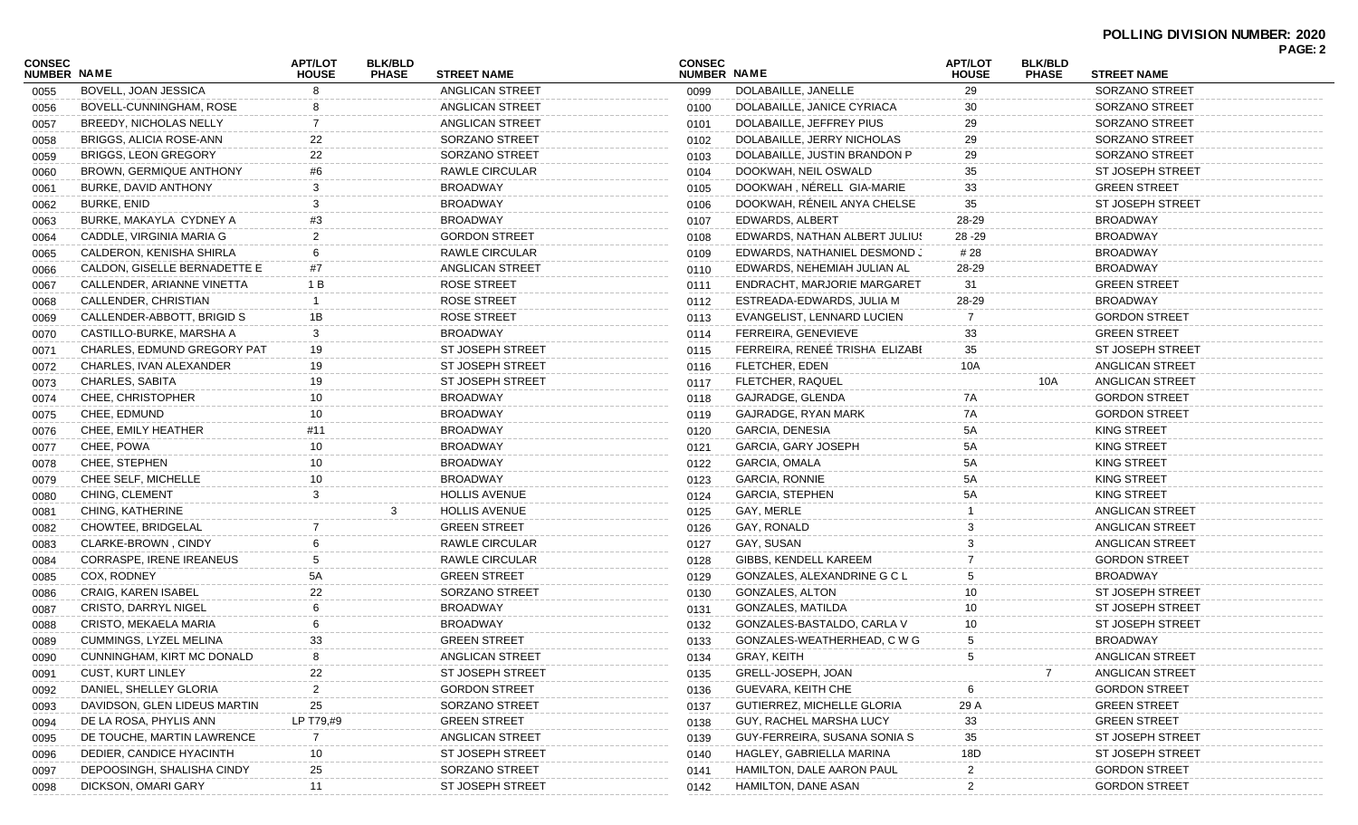**POLLING DIVISION NUMBER: 2020**

| CONSEC NUMBER | NAME | APT/LOT HOUSE | BLK/BLD PHASE | STREET NAME |
|---|---|---|---|---|
| 0055 | BOVELL, JOAN JESSICA | 8 | | ANGLICAN STREET |
| 0056 | BOVELL-CUNNINGHAM, ROSE | 8 | | ANGLICAN STREET |
| 0057 | BREEDY, NICHOLAS NELLY | 7 | | ANGLICAN STREET |
| 0058 | BRIGGS, ALICIA ROSE-ANN | 22 | | SORZANO STREET |
| 0059 | BRIGGS, LEON GREGORY | 22 | | SORZANO STREET |
| 0060 | BROWN, GERMIQUE ANTHONY | #6 | | RAWLE CIRCULAR |
| 0061 | BURKE, DAVID ANTHONY | 3 | | BROADWAY |
| 0062 | BURKE, ENID | 3 | | BROADWAY |
| 0063 | BURKE, MAKAYLA CYDNEY A | #3 | | BROADWAY |
| 0064 | CADDLE, VIRGINIA MARIA G | 2 | | GORDON STREET |
| 0065 | CALDERON, KENISHA SHIRLA | 6 | | RAWLE CIRCULAR |
| 0066 | CALDON, GISELLE BERNADETTE E | #7 | | ANGLICAN STREET |
| 0067 | CALLENDER, ARIANNE VINETTA | 1 B | | ROSE STREET |
| 0068 | CALLENDER, CHRISTIAN | 1 | | ROSE STREET |
| 0069 | CALLENDER-ABBOTT, BRIGID S | 1B | | ROSE STREET |
| 0070 | CASTILLO-BURKE, MARSHA A | 3 | | BROADWAY |
| 0071 | CHARLES, EDMUND GREGORY PAT | 19 | | ST JOSEPH STREET |
| 0072 | CHARLES, IVAN ALEXANDER | 19 | | ST JOSEPH STREET |
| 0073 | CHARLES, SABITA | 19 | | ST JOSEPH STREET |
| 0074 | CHEE, CHRISTOPHER | 10 | | BROADWAY |
| 0075 | CHEE, EDMUND | 10 | | BROADWAY |
| 0076 | CHEE, EMILY HEATHER | #11 | | BROADWAY |
| 0077 | CHEE, POWA | 10 | | BROADWAY |
| 0078 | CHEE, STEPHEN | 10 | | BROADWAY |
| 0079 | CHEE SELF, MICHELLE | 10 | | BROADWAY |
| 0080 | CHING, CLEMENT | 3 | | HOLLIS AVENUE |
| 0081 | CHING, KATHERINE | | 3 | HOLLIS AVENUE |
| 0082 | CHOWTEE, BRIDGELAL | 7 | | GREEN STREET |
| 0083 | CLARKE-BROWN , CINDY | 6 | | RAWLE CIRCULAR |
| 0084 | CORRASPE, IRENE IREANEUS | 5 | | RAWLE CIRCULAR |
| 0085 | COX, RODNEY | 5A | | GREEN STREET |
| 0086 | CRAIG, KAREN ISABEL | 22 | | SORZANO STREET |
| 0087 | CRISTO, DARRYL NIGEL | 6 | | BROADWAY |
| 0088 | CRISTO, MEKAELA MARIA | 6 | | BROADWAY |
| 0089 | CUMMINGS, LYZEL MELINA | 33 | | GREEN STREET |
| 0090 | CUNNINGHAM, KIRT MC DONALD | 8 | | ANGLICAN STREET |
| 0091 | CUST, KURT LINLEY | 22 | | ST JOSEPH STREET |
| 0092 | DANIEL, SHELLEY GLORIA | 2 | | GORDON STREET |
| 0093 | DAVIDSON, GLEN LIDEUS MARTIN | 25 | | SORZANO STREET |
| 0094 | DE LA ROSA, PHYLIS ANN | LP T79,#9 | | GREEN STREET |
| 0095 | DE TOUCHE, MARTIN LAWRENCE | 7 | | ANGLICAN STREET |
| 0096 | DEDIER, CANDICE HYACINTH | 10 | | ST JOSEPH STREET |
| 0097 | DEPOOSINGH, SHALISHA CINDY | 25 | | SORZANO STREET |
| 0098 | DICKSON, OMARI GARY | 11 | | ST JOSEPH STREET |
| 0099 | DOLABAILLE, JANELLE | 29 | | SORZANO STREET |
| 0100 | DOLABAILLE, JANICE CYRIACA | 30 | | SORZANO STREET |
| 0101 | DOLABAILLE, JEFFREY PIUS | 29 | | SORZANO STREET |
| 0102 | DOLABAILLE, JERRY NICHOLAS | 29 | | SORZANO STREET |
| 0103 | DOLABAILLE, JUSTIN BRANDON P | 29 | | SORZANO STREET |
| 0104 | DOOKWAH, NEIL OSWALD | 35 | | ST JOSEPH STREET |
| 0105 | DOOKWAH , NÉRELL GIA-MARIE | 33 | | GREEN STREET |
| 0106 | DOOKWAH, RÉNEIL ANYA CHELSE | 35 | | ST JOSEPH STREET |
| 0107 | EDWARDS, ALBERT | 28-29 | | BROADWAY |
| 0108 | EDWARDS, NATHAN ALBERT JULIUS | 28 -29 | | BROADWAY |
| 0109 | EDWARDS, NATHANIEL DESMOND J | # 28 | | BROADWAY |
| 0110 | EDWARDS, NEHEMIAH JULIAN AL | 28-29 | | BROADWAY |
| 0111 | ENDRACHT, MARJORIE MARGARET | 31 | | GREEN STREET |
| 0112 | ESTREADA-EDWARDS, JULIA M | 28-29 | | BROADWAY |
| 0113 | EVANGELIST, LENNARD LUCIEN | 7 | | GORDON STREET |
| 0114 | FERREIRA, GENEVIEVE | 33 | | GREEN STREET |
| 0115 | FERREIRA, RENEÉ TRISHA ELIZABI | 35 | | ST JOSEPH STREET |
| 0116 | FLETCHER, EDEN | 10A | | ANGLICAN STREET |
| 0117 | FLETCHER, RAQUEL | | 10A | ANGLICAN STREET |
| 0118 | GAJRADGE, GLENDA | 7A | | GORDON STREET |
| 0119 | GAJRADGE, RYAN MARK | 7A | | GORDON STREET |
| 0120 | GARCIA, DENESIA | 5A | | KING STREET |
| 0121 | GARCIA, GARY JOSEPH | 5A | | KING STREET |
| 0122 | GARCIA, OMALA | 5A | | KING STREET |
| 0123 | GARCIA, RONNIE | 5A | | KING STREET |
| 0124 | GARCIA, STEPHEN | 5A | | KING STREET |
| 0125 | GAY, MERLE | 1 | | ANGLICAN STREET |
| 0126 | GAY, RONALD | 3 | | ANGLICAN STREET |
| 0127 | GAY, SUSAN | 3 | | ANGLICAN STREET |
| 0128 | GIBBS, KENDELL KAREEM | 7 | | GORDON STREET |
| 0129 | GONZALES, ALEXANDRINE G C L | 5 | | BROADWAY |
| 0130 | GONZALES, ALTON | 10 | | ST JOSEPH STREET |
| 0131 | GONZALES, MATILDA | 10 | | ST JOSEPH STREET |
| 0132 | GONZALES-BASTALDO, CARLA V | 10 | | ST JOSEPH STREET |
| 0133 | GONZALES-WEATHERHEAD, C W G | 5 | | BROADWAY |
| 0134 | GRAY, KEITH | 5 | | ANGLICAN STREET |
| 0135 | GRELL-JOSEPH, JOAN | | 7 | ANGLICAN STREET |
| 0136 | GUEVARA, KEITH CHE | 6 | | GORDON STREET |
| 0137 | GUTIERREZ, MICHELLE GLORIA | 29 A | | GREEN STREET |
| 0138 | GUY, RACHEL MARSHA LUCY | 33 | | GREEN STREET |
| 0139 | GUY-FERREIRA, SUSANA SONIA S | 35 | | ST JOSEPH STREET |
| 0140 | HAGLEY, GABRIELLA MARINA | 18D | | ST JOSEPH STREET |
| 0141 | HAMILTON, DALE AARON PAUL | 2 | | GORDON STREET |
| 0142 | HAMILTON, DANE ASAN | 2 | | GORDON STREET |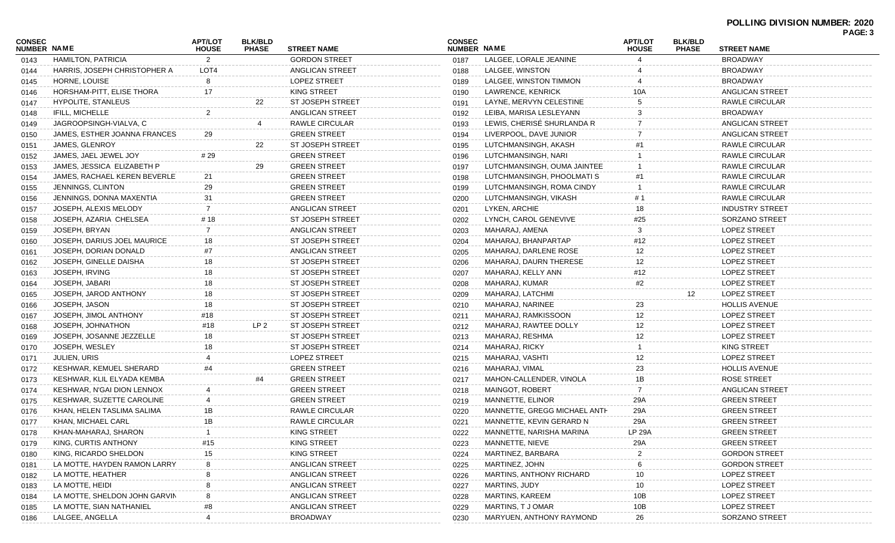**POLLING DIVISION NUMBER: 2020**

| CONSEC NUMBER | NAME | APT/LOT HOUSE | BLK/BLD PHASE | STREET NAME |
|---|---|---|---|---|
| 0143 | HAMILTON, PATRICIA | 2 | | GORDON STREET |
| 0144 | HARRIS, JOSEPH CHRISTOPHER A | LOT4 | | ANGLICAN STREET |
| 0145 | HORNE, LOUISE | 8 | | LOPEZ STREET |
| 0146 | HORSHAM-PITT, ELISE THORA | 17 | | KING STREET |
| 0147 | HYPOLITE, STANLEUS | | 22 | ST JOSEPH STREET |
| 0148 | IFILL, MICHELLE | 2 | | ANGLICAN STREET |
| 0149 | JAGROOPSINGH-VIALVA, C | | 4 | RAWLE CIRCULAR |
| 0150 | JAMES, ESTHER JOANNA FRANCES | 29 | | GREEN STREET |
| 0151 | JAMES, GLENROY | | 22 | ST JOSEPH STREET |
| 0152 | JAMES, JAEL JEWEL JOY | # 29 | | GREEN STREET |
| 0153 | JAMES, JESSICA ELIZABETH P | | 29 | GREEN STREET |
| 0154 | JAMES, RACHAEL KEREN BEVERLE | 21 | | GREEN STREET |
| 0155 | JENNINGS, CLINTON | 29 | | GREEN STREET |
| 0156 | JENNINGS, DONNA MAXENTIA | 31 | | GREEN STREET |
| 0157 | JOSEPH, ALEXIS MELODY | 7 | | ANGLICAN STREET |
| 0158 | JOSEPH, AZARIA CHELSEA | # 18 | | ST JOSEPH STREET |
| 0159 | JOSEPH, BRYAN | 7 | | ANGLICAN STREET |
| 0160 | JOSEPH, DARIUS JOEL MAURICE | 18 | | ST JOSEPH STREET |
| 0161 | JOSEPH, DORIAN DONALD | #7 | | ANGLICAN STREET |
| 0162 | JOSEPH, GINELLE DAISHA | 18 | | ST JOSEPH STREET |
| 0163 | JOSEPH, IRVING | 18 | | ST JOSEPH STREET |
| 0164 | JOSEPH, JABARI | 18 | | ST JOSEPH STREET |
| 0165 | JOSEPH, JAROD ANTHONY | 18 | | ST JOSEPH STREET |
| 0166 | JOSEPH, JASON | 18 | | ST JOSEPH STREET |
| 0167 | JOSEPH, JIMOL ANTHONY | #18 | | ST JOSEPH STREET |
| 0168 | JOSEPH, JOHNATHON | #18 | LP 2 | ST JOSEPH STREET |
| 0169 | JOSEPH, JOSANNE JEZZELLE | 18 | | ST JOSEPH STREET |
| 0170 | JOSEPH, WESLEY | 18 | | ST JOSEPH STREET |
| 0171 | JULIEN, URIS | 4 | | LOPEZ STREET |
| 0172 | KESHWAR, KEMUEL SHERARD | #4 | | GREEN STREET |
| 0173 | KESHWAR, KLIL ELYADA KEMBA | | #4 | GREEN STREET |
| 0174 | KESHWAR, N'GAI DION LENNOX | 4 | | GREEN STREET |
| 0175 | KESHWAR, SUZETTE CAROLINE | 4 | | GREEN STREET |
| 0176 | KHAN, HELEN TASLIMA SALIMA | 1B | | RAWLE CIRCULAR |
| 0177 | KHAN, MICHAEL CARL | 1B | | RAWLE CIRCULAR |
| 0178 | KHAN-MAHARAJ, SHARON | 1 | | KING STREET |
| 0179 | KING, CURTIS ANTHONY | #15 | | KING STREET |
| 0180 | KING, RICARDO SHELDON | 15 | | KING STREET |
| 0181 | LA MOTTE, HAYDEN RAMON LARRY | 8 | | ANGLICAN STREET |
| 0182 | LA MOTTE, HEATHER | 8 | | ANGLICAN STREET |
| 0183 | LA MOTTE, HEIDI | 8 | | ANGLICAN STREET |
| 0184 | LA MOTTE, SHELDON JOHN GARVIN | 8 | | ANGLICAN STREET |
| 0185 | LA MOTTE, SIAN NATHANIEL | #8 | | ANGLICAN STREET |
| 0186 | LALGEE, ANGELLA | 4 | | BROADWAY |
| 0187 | LALGEE, LORALE JEANINE | 4 | | BROADWAY |
| 0188 | LALGEE, WINSTON | 4 | | BROADWAY |
| 0189 | LALGEE, WINSTON TIMMON | 4 | | BROADWAY |
| 0190 | LAWRENCE, KENRICK | 10A | | ANGLICAN STREET |
| 0191 | LAYNE, MERVYN CELESTINE | 5 | | RAWLE CIRCULAR |
| 0192 | LEIBA, MARISA LESLEYANN | 3 | | BROADWAY |
| 0193 | LEWIS, CHERISÉ SHURLANDA R | 7 | | ANGLICAN STREET |
| 0194 | LIVERPOOL, DAVE JUNIOR | 7 | | ANGLICAN STREET |
| 0195 | LUTCHMANSINGH, AKASH | #1 | | RAWLE CIRCULAR |
| 0196 | LUTCHMANSINGH, NARI | 1 | | RAWLE CIRCULAR |
| 0197 | LUTCHMANSINGH, OUMA JAINTEE | 1 | | RAWLE CIRCULAR |
| 0198 | LUTCHMANSINGH, PHOOLMATI S | #1 | | RAWLE CIRCULAR |
| 0199 | LUTCHMANSINGH, ROMA CINDY | 1 | | RAWLE CIRCULAR |
| 0200 | LUTCHMANSINGH, VIKASH | # 1 | | RAWLE CIRCULAR |
| 0201 | LYKEN, ARCHIE | 18 | | INDUSTRY STREET |
| 0202 | LYNCH, CAROL GENEVIVE | #25 | | SORZANO STREET |
| 0203 | MAHARAJ, AMENA | 3 | | LOPEZ STREET |
| 0204 | MAHARAJ, BHANPARTAP | #12 | | LOPEZ STREET |
| 0205 | MAHARAJ, DARLENE ROSE | 12 | | LOPEZ STREET |
| 0206 | MAHARAJ, DAURN THERESE | 12 | | LOPEZ STREET |
| 0207 | MAHARAJ, KELLY ANN | #12 | | LOPEZ STREET |
| 0208 | MAHARAJ, KUMAR | #2 | | LOPEZ STREET |
| 0209 | MAHARAJ, LATCHMI | | 12 | LOPEZ STREET |
| 0210 | MAHARAJ, NARINEE | 23 | | HOLLIS AVENUE |
| 0211 | MAHARAJ, RAMKISSOON | 12 | | LOPEZ STREET |
| 0212 | MAHARAJ, RAWTEE DOLLY | 12 | | LOPEZ STREET |
| 0213 | MAHARAJ, RESHMA | 12 | | LOPEZ STREET |
| 0214 | MAHARAJ, RICKY | 1 | | KING STREET |
| 0215 | MAHARAJ, VASHTI | 12 | | LOPEZ STREET |
| 0216 | MAHARAJ, VIMAL | 23 | | HOLLIS AVENUE |
| 0217 | MAHON-CALLENDER, VINOLA | 1B | | ROSE STREET |
| 0218 | MAINGOT, ROBERT | 7 | | ANGLICAN STREET |
| 0219 | MANNETTE, ELINOR | 29A | | GREEN STREET |
| 0220 | MANNETTE, GREGG MICHAEL ANTH | 29A | | GREEN STREET |
| 0221 | MANNETTE, KEVIN GERARD N | 29A | | GREEN STREET |
| 0222 | MANNETTE, NARISHA MARINA | LP 29A | | GREEN STREET |
| 0223 | MANNETTE, NIEVE | 29A | | GREEN STREET |
| 0224 | MARTINEZ, BARBARA | 2 | | GORDON STREET |
| 0225 | MARTINEZ, JOHN | 6 | | GORDON STREET |
| 0226 | MARTINS, ANTHONY RICHARD | 10 | | LOPEZ STREET |
| 0227 | MARTINS, JUDY | 10 | | LOPEZ STREET |
| 0228 | MARTINS, KAREEM | 10B | | LOPEZ STREET |
| 0229 | MARTINS, T J OMAR | 10B | | LOPEZ STREET |
| 0230 | MARYUEN, ANTHONY RAYMOND | 26 | | SORZANO STREET |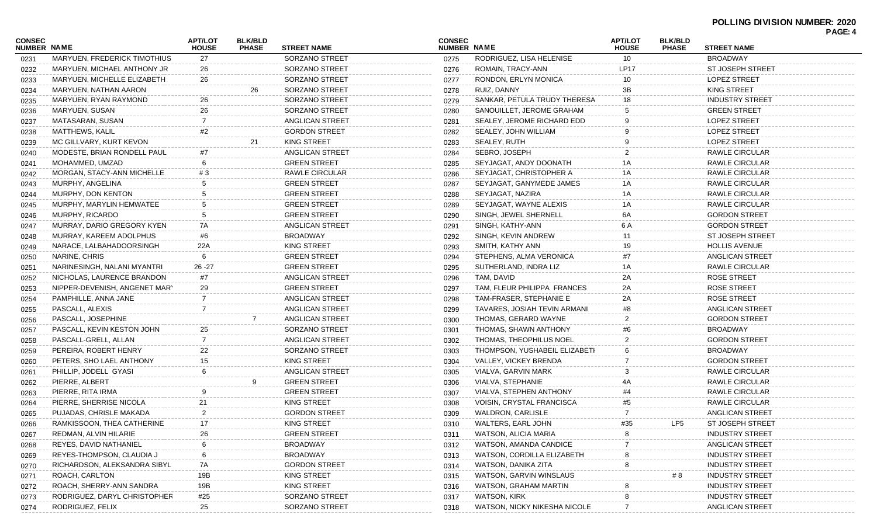**POLLING DIVISION NUMBER: 2020**

| CONSEC NUMBER | NAME | APT/LOT HOUSE | BLK/BLD PHASE | STREET NAME |
|---|---|---|---|---|
| 0231 | MARYUEN, FREDERICK TIMOTHIUS | 27 | | SORZANO STREET |
| 0232 | MARYUEN, MICHAEL ANTHONY JR | 26 | | SORZANO STREET |
| 0233 | MARYUEN, MICHELLE ELIZABETH | 26 | | SORZANO STREET |
| 0234 | MARYUEN, NATHAN AARON | | 26 | SORZANO STREET |
| 0235 | MARYUEN, RYAN RAYMOND | 26 | | SORZANO STREET |
| 0236 | MARYUEN, SUSAN | 26 | | SORZANO STREET |
| 0237 | MATASARAN, SUSAN | 7 | | ANGLICAN STREET |
| 0238 | MATTHEWS, KALIL | #2 | | GORDON STREET |
| 0239 | MC GILLVARY, KURT KEVON | | 21 | KING STREET |
| 0240 | MODESTE, BRIAN RONDELL PAUL | #7 | | ANGLICAN STREET |
| 0241 | MOHAMMED, UMZAD | 6 | | GREEN STREET |
| 0242 | MORGAN, STACY-ANN MICHELLE | # 3 | | RAWLE CIRCULAR |
| 0243 | MURPHY, ANGELINA | 5 | | GREEN STREET |
| 0244 | MURPHY, DON KENTON | 5 | | GREEN STREET |
| 0245 | MURPHY, MARYLIN HEMWATEE | 5 | | GREEN STREET |
| 0246 | MURPHY, RICARDO | 5 | | GREEN STREET |
| 0247 | MURRAY, DARIO GREGORY KYEN | 7A | | ANGLICAN STREET |
| 0248 | MURRAY, KAREEM ADOLPHUS | #6 | | BROADWAY |
| 0249 | NARACE, LALBAHADOORSINGH | 22A | | KING STREET |
| 0250 | NARINE, CHRIS | 6 | | GREEN STREET |
| 0251 | NARINESINGH, NALANI MYANTRI | 26 -27 | | GREEN STREET |
| 0252 | NICHOLAS, LAURENCE BRANDON | #7 | | ANGLICAN STREET |
| 0253 | NIPPER-DEVENISH, ANGENET MARY | 29 | | GREEN STREET |
| 0254 | PAMPHILLE, ANNA JANE | 7 | | ANGLICAN STREET |
| 0255 | PASCALL, ALEXIS | 7 | | ANGLICAN STREET |
| 0256 | PASCALL, JOSEPHINE | | 7 | ANGLICAN STREET |
| 0257 | PASCALL, KEVIN KESTON JOHN | 25 | | SORZANO STREET |
| 0258 | PASCALL-GRELL, ALLAN | 7 | | ANGLICAN STREET |
| 0259 | PEREIRA, ROBERT HENRY | 22 | | SORZANO STREET |
| 0260 | PETERS, SHO LAEL ANTHONY | 15 | | KING STREET |
| 0261 | PHILLIP, JODELL GYASI | 6 | | ANGLICAN STREET |
| 0262 | PIERRE, ALBERT | | 9 | GREEN STREET |
| 0263 | PIERRE, RITA IRMA | 9 | | GREEN STREET |
| 0264 | PIERRE, SHERRISE NICOLA | 21 | | KING STREET |
| 0265 | PUJADAS, CHRISLE MAKADA | 2 | | GORDON STREET |
| 0266 | RAMKISSOON, THEA CATHERINE | 17 | | KING STREET |
| 0267 | REDMAN, ALVIN HILARIE | 26 | | GREEN STREET |
| 0268 | REYES, DAVID NATHANIEL | 6 | | BROADWAY |
| 0269 | REYES-THOMPSON, CLAUDIA J | 6 | | BROADWAY |
| 0270 | RICHARDSON, ALEKSANDRA SIBYL | 7A | | GORDON STREET |
| 0271 | ROACH, CARLTON | 19B | | KING STREET |
| 0272 | ROACH, SHERRY-ANN SANDRA | 19B | | KING STREET |
| 0273 | RODRIGUEZ, DARYL CHRISTOPHER | #25 | | SORZANO STREET |
| 0274 | RODRIGUEZ, FELIX | 25 | | SORZANO STREET |
| 0275 | RODRIGUEZ, LISA HELENISE | 10 | | BROADWAY |
| 0276 | ROMAIN, TRACY-ANN | LP17 | | ST JOSEPH STREET |
| 0277 | RONDON, ERLYN MONICA | 10 | | LOPEZ STREET |
| 0278 | RUIZ, DANNY | 3B | | KING STREET |
| 0279 | SANKAR, PETULA TRUDY THERESA | 18 | | INDUSTRY STREET |
| 0280 | SANOUILLET, JEROME GRAHAM | 5 | | GREEN STREET |
| 0281 | SEALEY, JEROME RICHARD EDD | 9 | | LOPEZ STREET |
| 0282 | SEALEY, JOHN WILLIAM | 9 | | LOPEZ STREET |
| 0283 | SEALEY, RUTH | 9 | | LOPEZ STREET |
| 0284 | SEBRO, JOSEPH | 2 | | RAWLE CIRCULAR |
| 0285 | SEYJAGAT, ANDY DOONATH | 1A | | RAWLE CIRCULAR |
| 0286 | SEYJAGAT, CHRISTOPHER A | 1A | | RAWLE CIRCULAR |
| 0287 | SEYJAGAT, GANYMEDE JAMES | 1A | | RAWLE CIRCULAR |
| 0288 | SEYJAGAT, NAZIRA | 1A | | RAWLE CIRCULAR |
| 0289 | SEYJAGAT, WAYNE ALEXIS | 1A | | RAWLE CIRCULAR |
| 0290 | SINGH, JEWEL SHERNELL | 6A | | GORDON STREET |
| 0291 | SINGH, KATHY-ANN | 6 A | | GORDON STREET |
| 0292 | SINGH, KEVIN ANDREW | 11 | | ST JOSEPH STREET |
| 0293 | SMITH, KATHY ANN | 19 | | HOLLIS AVENUE |
| 0294 | STEPHENS, ALMA VERONICA | #7 | | ANGLICAN STREET |
| 0295 | SUTHERLAND, INDRA LIZ | 1A | | RAWLE CIRCULAR |
| 0296 | TAM, DAVID | 2A | | ROSE STREET |
| 0297 | TAM, FLEUR PHILIPPA FRANCES | 2A | | ROSE STREET |
| 0298 | TAM-FRASER, STEPHANIE E | 2A | | ROSE STREET |
| 0299 | TAVARES, JOSIAH TEVIN ARMANI | #8 | | ANGLICAN STREET |
| 0300 | THOMAS, GERARD WAYNE | 2 | | GORDON STREET |
| 0301 | THOMAS, SHAWN ANTHONY | #6 | | BROADWAY |
| 0302 | THOMAS, THEOPHILUS NOEL | 2 | | GORDON STREET |
| 0303 | THOMPSON, YUSHABEIL ELIZABETH | 6 | | BROADWAY |
| 0304 | VALLEY, VICKEY BRENDA | 7 | | GORDON STREET |
| 0305 | VIALVA, GARVIN MARK | 3 | | RAWLE CIRCULAR |
| 0306 | VIALVA, STEPHANIE | 4A | | RAWLE CIRCULAR |
| 0307 | VIALVA, STEPHEN ANTHONY | #4 | | RAWLE CIRCULAR |
| 0308 | VOISIN, CRYSTAL FRANCISCA | #5 | | RAWLE CIRCULAR |
| 0309 | WALDRON, CARLISLE | 7 | | ANGLICAN STREET |
| 0310 | WALTERS, EARL JOHN | #35 | LP5 | ST JOSEPH STREET |
| 0311 | WATSON, ALICIA MARIA | 8 | | INDUSTRY STREET |
| 0312 | WATSON, AMANDA CANDICE | 7 | | ANGLICAN STREET |
| 0313 | WATSON, CORDILLA ELIZABETH | 8 | | INDUSTRY STREET |
| 0314 | WATSON, DANIKA ZITA | 8 | | INDUSTRY STREET |
| 0315 | WATSON, GARVIN WINSLAUS | | # 8 | INDUSTRY STREET |
| 0316 | WATSON, GRAHAM MARTIN | 8 | | INDUSTRY STREET |
| 0317 | WATSON, KIRK | 8 | | INDUSTRY STREET |
| 0318 | WATSON, NICKY NIKESHA NICOLE | 7 | | ANGLICAN STREET |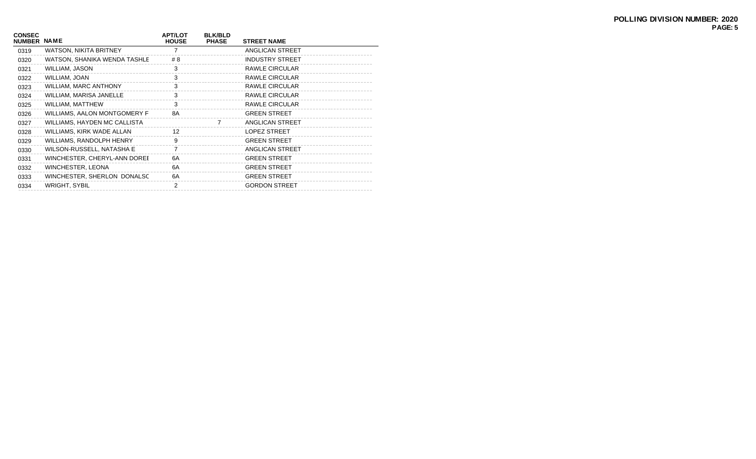**POLLING DIVISION NUMBER: 2020**

| CONSEC NUMBER | NAME | APT/LOT HOUSE | BLK/BLD PHASE | STREET NAME |
|---|---|---|---|---|
| 0319 | WATSON, NIKITA BRITNEY | 7 | | ANGLICAN STREET |
| 0320 | WATSON, SHANIKA WENDA TASHLE | # 8 | | INDUSTRY STREET |
| 0321 | WILLIAM, JASON | 3 | | RAWLE CIRCULAR |
| 0322 | WILLIAM, JOAN | 3 | | RAWLE CIRCULAR |
| 0323 | WILLIAM, MARC ANTHONY | 3 | | RAWLE CIRCULAR |
| 0324 | WILLIAM, MARISA JANELLE | 3 | | RAWLE CIRCULAR |
| 0325 | WILLIAM, MATTHEW | 3 | | RAWLE CIRCULAR |
| 0326 | WILLIAMS, AALON MONTGOMERY F | 8A | | GREEN STREET |
| 0327 | WILLIAMS, HAYDEN MC CALLISTA | | 7 | ANGLICAN STREET |
| 0328 | WILLIAMS, KIRK WADE ALLAN | 12 | | LOPEZ STREET |
| 0329 | WILLIAMS, RANDOLPH HENRY | 9 | | GREEN STREET |
| 0330 | WILSON-RUSSELL, NATASHA E | 7 | | ANGLICAN STREET |
| 0331 | WINCHESTER, CHERYL-ANN DOREE | 6A | | GREEN STREET |
| 0332 | WINCHESTER, LEONA | 6A | | GREEN STREET |
| 0333 | WINCHESTER, SHERLON DONALSC | 6A | | GREEN STREET |
| 0334 | WRIGHT, SYBIL | 2 | | GORDON STREET |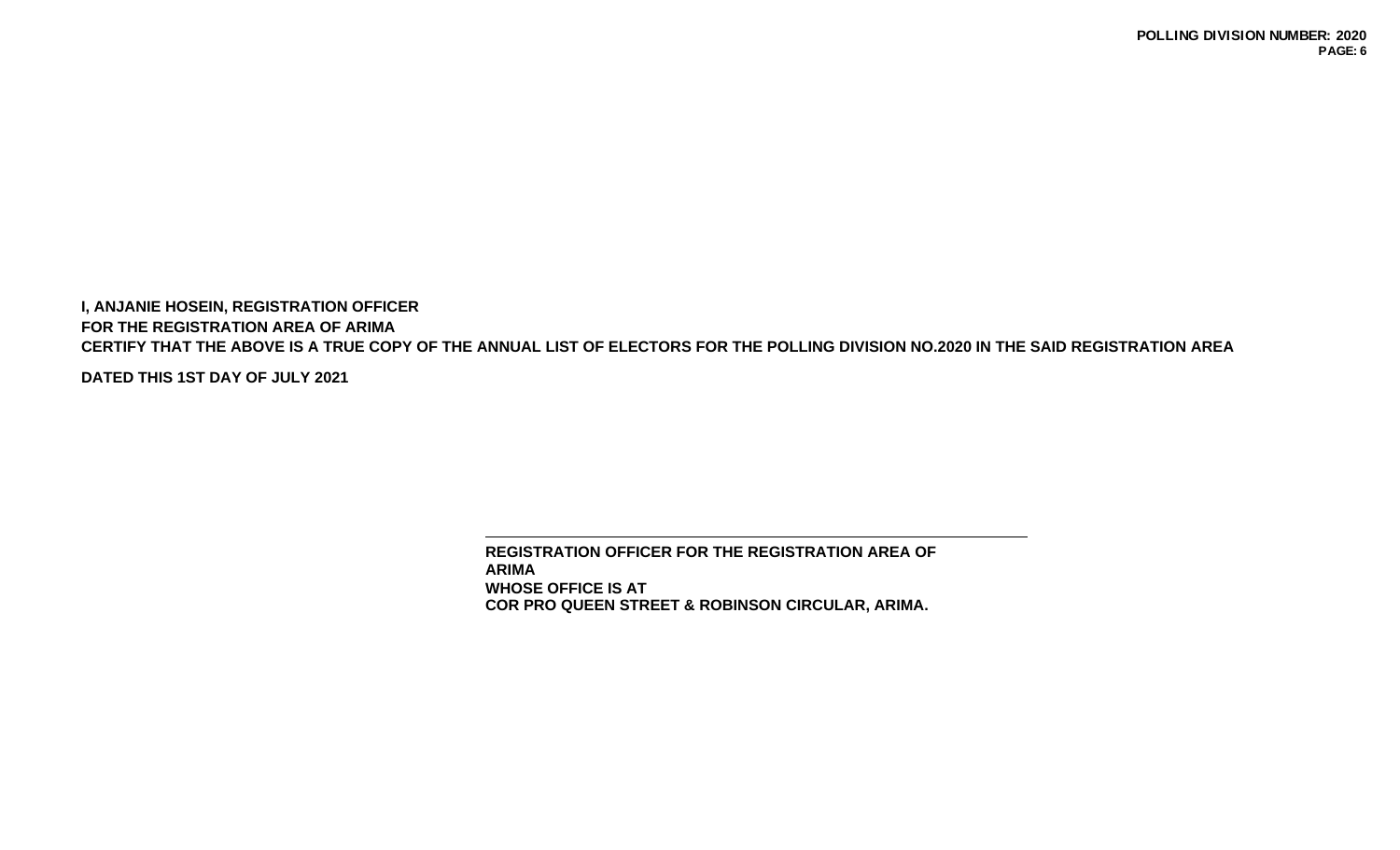**I, ANJANIE HOSEIN, REGISTRATION OFFICER**
**FOR THE REGISTRATION AREA OF ARIMA**
**CERTIFY THAT THE ABOVE IS A TRUE COPY OF THE ANNUAL LIST OF ELECTORS FOR THE POLLING DIVISION NO.2020 IN THE SAID REGISTRATION AREA**

**DATED THIS 1ST DAY OF JULY 2021**

---

**REGISTRATION OFFICER FOR THE REGISTRATION AREA OF ARIMA**
**WHOSE OFFICE IS AT**
**COR PRO QUEEN STREET & ROBINSON CIRCULAR, ARIMA.**